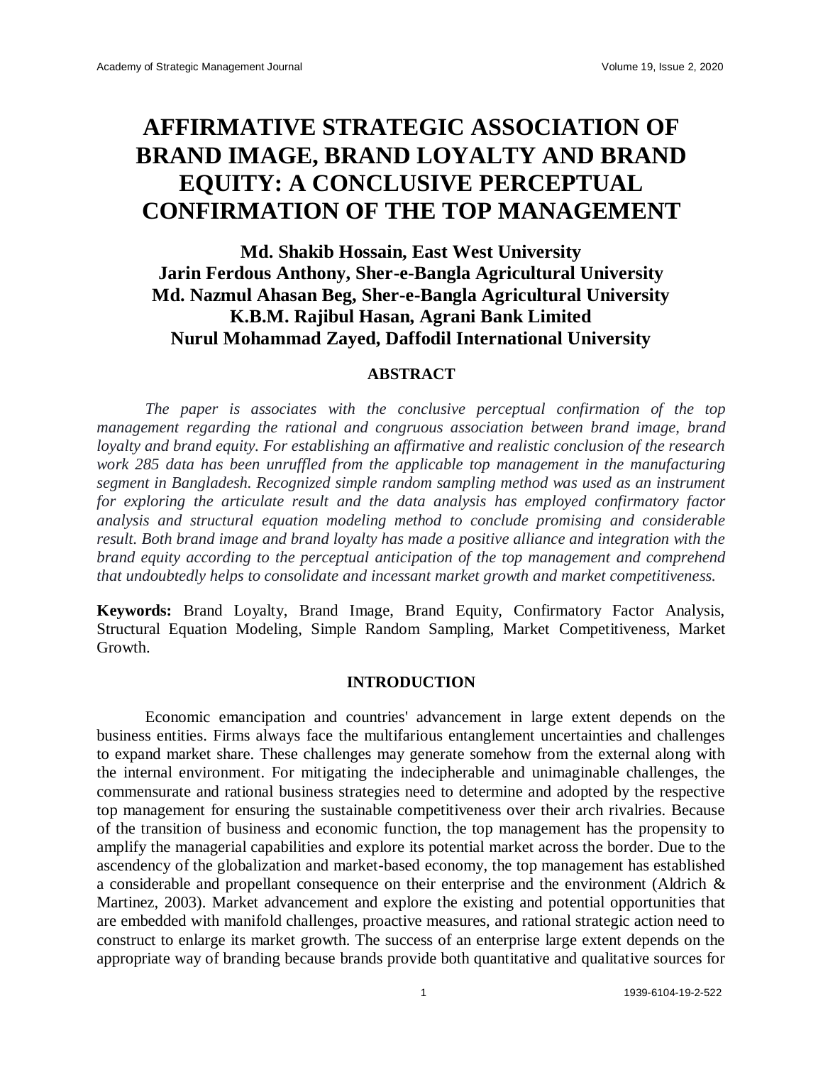# AFFIRMATIVE STRATEGIC ASSOCIATION OF BRAND IMAGE, BRAND LOYALTY AND BRAND EQUITY: A CONCLUSIVE PERCEPTUAL CONFIRMATION OF THE TOP MANAGEMENT

**Md. Shakib Hossain, East West University**
**Jarin Ferdous Anthony, Sher-e-Bangla Agricultural University**
**Md. Nazmul Ahasan Beg, Sher-e-Bangla Agricultural University**
**K.B.M. Rajibul Hasan, Agrani Bank Limited**
**Nurul Mohammad Zayed, Daffodil International University**

## ABSTRACT

*The paper is associates with the conclusive perceptual confirmation of the top management regarding the rational and congruous association between brand image, brand loyalty and brand equity. For establishing an affirmative and realistic conclusion of the research work 285 data has been unruffled from the applicable top management in the manufacturing segment in Bangladesh. Recognized simple random sampling method was used as an instrument for exploring the articulate result and the data analysis has employed confirmatory factor analysis and structural equation modeling method to conclude promising and considerable result. Both brand image and brand loyalty has made a positive alliance and integration with the brand equity according to the perceptual anticipation of the top management and comprehend that undoubtedly helps to consolidate and incessant market growth and market competitiveness.*

**Keywords:** Brand Loyalty, Brand Image, Brand Equity, Confirmatory Factor Analysis, Structural Equation Modeling, Simple Random Sampling, Market Competitiveness, Market Growth.

## INTRODUCTION

Economic emancipation and countries' advancement in large extent depends on the business entities. Firms always face the multifarious entanglement uncertainties and challenges to expand market share. These challenges may generate somehow from the external along with the internal environment. For mitigating the indecipherable and unimaginable challenges, the commensurate and rational business strategies need to determine and adopted by the respective top management for ensuring the sustainable competitiveness over their arch rivalries. Because of the transition of business and economic function, the top management has the propensity to amplify the managerial capabilities and explore its potential market across the border. Due to the ascendency of the globalization and market-based economy, the top management has established a considerable and propellant consequence on their enterprise and the environment (Aldrich & Martinez, 2003). Market advancement and explore the existing and potential opportunities that are embedded with manifold challenges, proactive measures, and rational strategic action need to construct to enlarge its market growth. The success of an enterprise large extent depends on the appropriate way of branding because brands provide both quantitative and qualitative sources for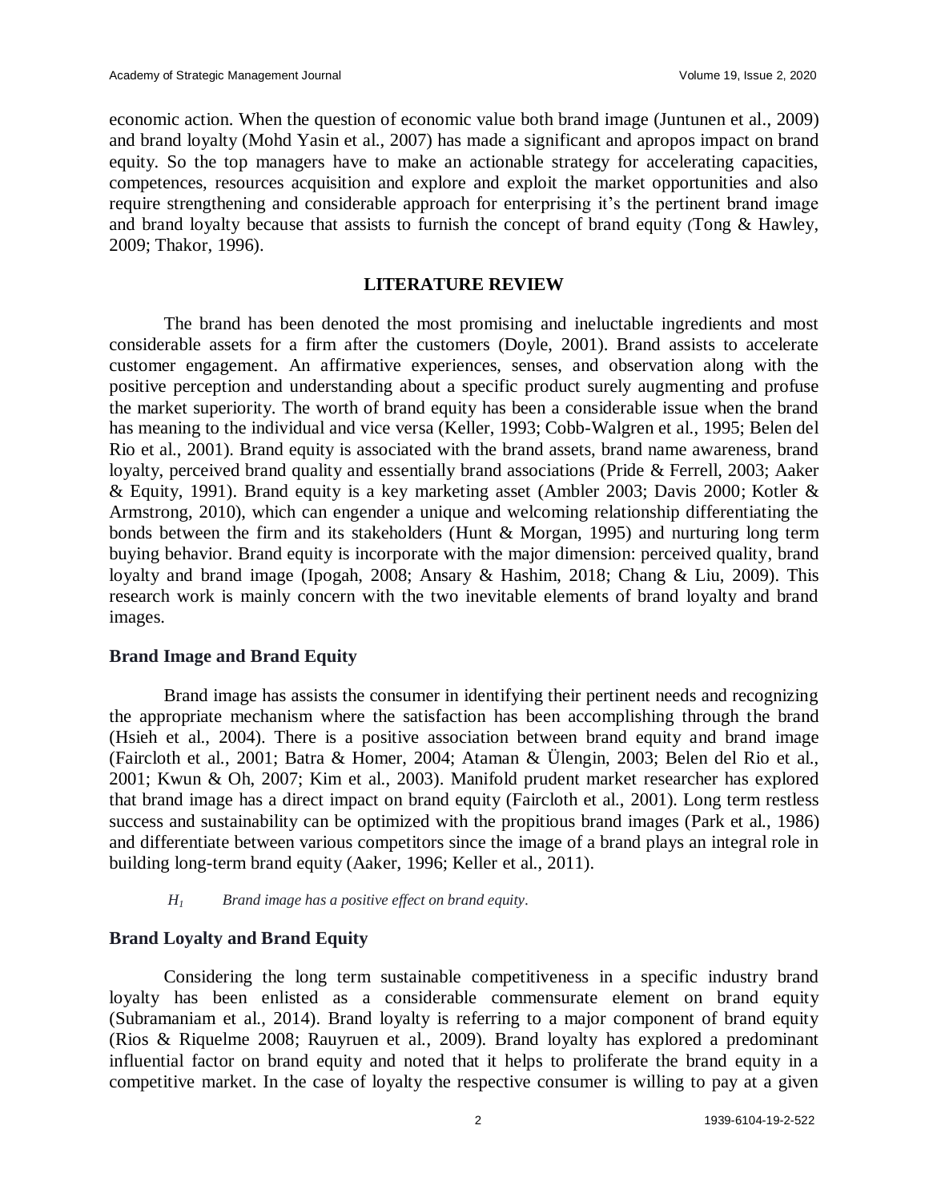economic action. When the question of economic value both brand image (Juntunen et al., 2009) and brand loyalty (Mohd Yasin et al., 2007) has made a significant and apropos impact on brand equity. So the top managers have to make an actionable strategy for accelerating capacities, competences, resources acquisition and explore and exploit the market opportunities and also require strengthening and considerable approach for enterprising it's the pertinent brand image and brand loyalty because that assists to furnish the concept of brand equity (Tong & Hawley, 2009; Thakor, 1996).

## LITERATURE REVIEW

The brand has been denoted the most promising and ineluctable ingredients and most considerable assets for a firm after the customers (Doyle, 2001). Brand assists to accelerate customer engagement. An affirmative experiences, senses, and observation along with the positive perception and understanding about a specific product surely augmenting and profuse the market superiority. The worth of brand equity has been a considerable issue when the brand has meaning to the individual and vice versa (Keller, 1993; Cobb-Walgren et al., 1995; Belen del Rio et al., 2001). Brand equity is associated with the brand assets, brand name awareness, brand loyalty, perceived brand quality and essentially brand associations (Pride & Ferrell, 2003; Aaker & Equity, 1991). Brand equity is a key marketing asset (Ambler 2003; Davis 2000; Kotler & Armstrong, 2010), which can engender a unique and welcoming relationship differentiating the bonds between the firm and its stakeholders (Hunt & Morgan, 1995) and nurturing long term buying behavior. Brand equity is incorporate with the major dimension: perceived quality, brand loyalty and brand image (Ipogah, 2008; Ansary & Hashim, 2018; Chang & Liu, 2009). This research work is mainly concern with the two inevitable elements of brand loyalty and brand images.

### Brand Image and Brand Equity

Brand image has assists the consumer in identifying their pertinent needs and recognizing the appropriate mechanism where the satisfaction has been accomplishing through the brand (Hsieh et al., 2004). There is a positive association between brand equity and brand image (Faircloth et al., 2001; Batra & Homer, 2004; Ataman & Ülengin, 2003; Belen del Rio et al., 2001; Kwun & Oh, 2007; Kim et al., 2003). Manifold prudent market researcher has explored that brand image has a direct impact on brand equity (Faircloth et al., 2001). Long term restless success and sustainability can be optimized with the propitious brand images (Park et al., 1986) and differentiate between various competitors since the image of a brand plays an integral role in building long-term brand equity (Aaker, 1996; Keller et al., 2011).

*$H_1$ Brand image has a positive effect on brand equity.*

### Brand Loyalty and Brand Equity

Considering the long term sustainable competitiveness in a specific industry brand loyalty has been enlisted as a considerable commensurate element on brand equity (Subramaniam et al., 2014). Brand loyalty is referring to a major component of brand equity (Rios & Riquelme 2008; Rauyruen et al., 2009). Brand loyalty has explored a predominant influential factor on brand equity and noted that it helps to proliferate the brand equity in a competitive market. In the case of loyalty the respective consumer is willing to pay at a given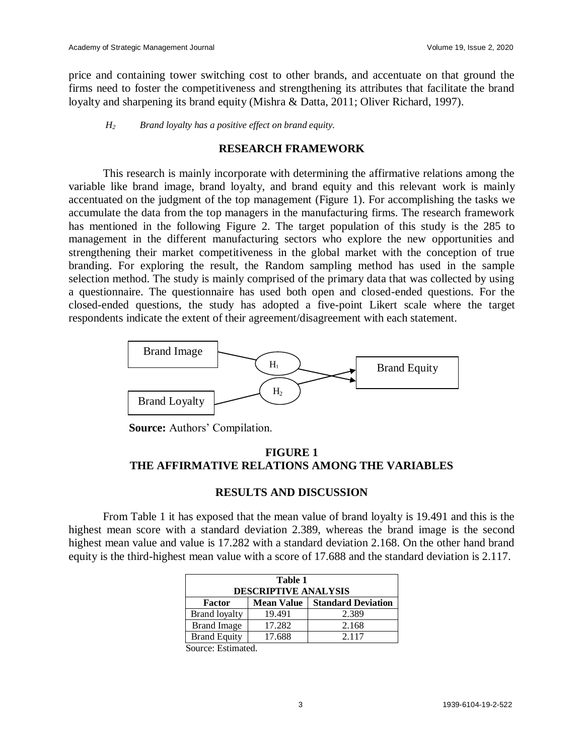price and containing tower switching cost to other brands, and accentuate on that ground the firms need to foster the competitiveness and strengthening its attributes that facilitate the brand loyalty and sharpening its brand equity (Mishra & Datta, 2011; Oliver Richard, 1997).

*$H_2$ Brand loyalty has a positive effect on brand equity.*

## RESEARCH FRAMEWORK

This research is mainly incorporate with determining the affirmative relations among the variable like brand image, brand loyalty, and brand equity and this relevant work is mainly accentuated on the judgment of the top management (Figure 1). For accomplishing the tasks we accumulate the data from the top managers in the manufacturing firms. The research framework has mentioned in the following Figure 2. The target population of this study is the 285 to management in the different manufacturing sectors who explore the new opportunities and strengthening their market competitiveness in the global market with the conception of true branding. For exploring the result, the Random sampling method has used in the sample selection method. The study is mainly comprised of the primary data that was collected by using a questionnaire. The questionnaire has used both open and closed-ended questions. For the closed-ended questions, the study has adopted a five-point Likert scale where the target respondents indicate the extent of their agreement/disagreement with each statement.

Brand Image → $H_1$ → Brand Equity

Brand Loyalty → $H_2$ → Brand Equity

**Source:** Authors' Compilation.

**FIGURE 1**
**THE AFFIRMATIVE RELATIONS AMONG THE VARIABLES**

## RESULTS AND DISCUSSION

From Table 1 it has exposed that the mean value of brand loyalty is 19.491 and this is the highest mean score with a standard deviation 2.389, whereas the brand image is the second highest mean value and value is 17.282 with a standard deviation 2.168. On the other hand brand equity is the third-highest mean value with a score of 17.688 and the standard deviation is 2.117.

**Table 1**
**DESCRIPTIVE ANALYSIS**

| Factor | Mean Value | Standard Deviation |
|---|---|---|
| Brand loyalty | 19.491 | 2.389 |
| Brand Image | 17.282 | 2.168 |
| Brand Equity | 17.688 | 2.117 |

Source: Estimated.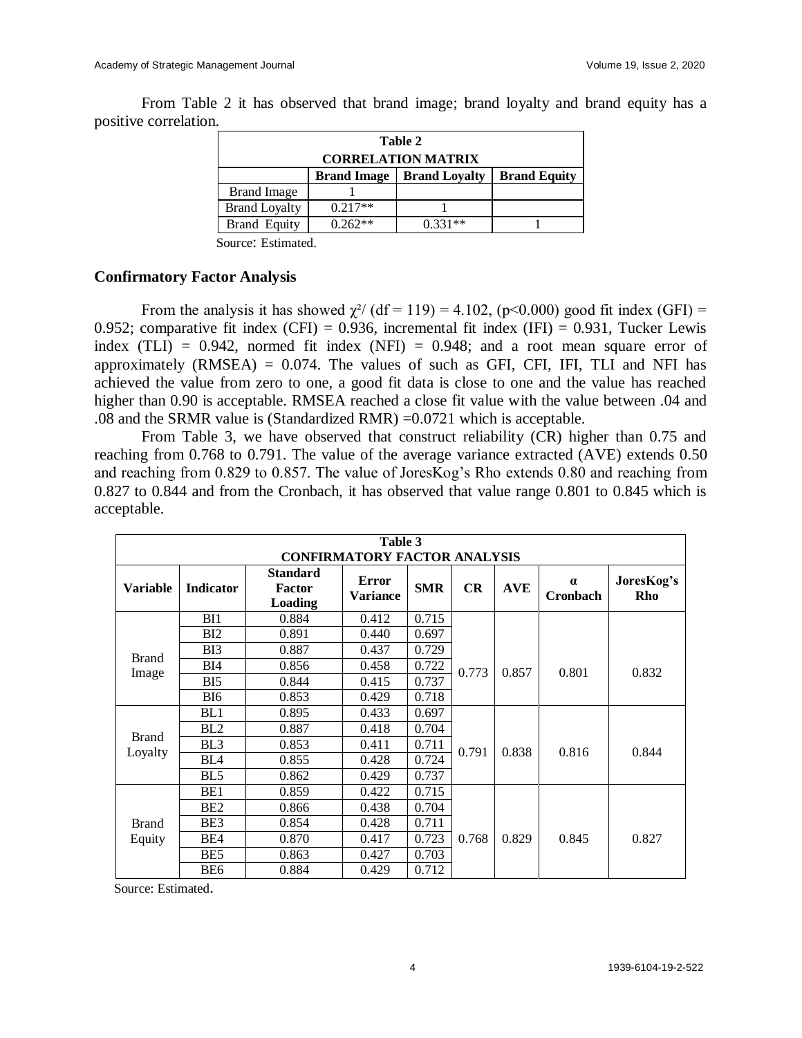From Table 2 it has observed that brand image; brand loyalty and brand equity has a positive correlation.

**Table 2**
**CORRELATION MATRIX**

| | Brand Image | Brand Loyalty | Brand Equity |
|---|---|---|---|
| Brand Image | 1 | | |
| Brand Loyalty | 0.217** | 1 | |
| Brand Equity | 0.262** | 0.331** | 1 |

Source: Estimated.

## Confirmatory Factor Analysis

From the analysis it has showed $\chi^2/$ (df = 119) = 4.102, (p<0.000) good fit index (GFI) = 0.952; comparative fit index (CFI) = 0.936, incremental fit index (IFI) = 0.931, Tucker Lewis index (TLI) = 0.942, normed fit index (NFI) = 0.948; and a root mean square error of approximately (RMSEA) = 0.074. The values of such as GFI, CFI, IFI, TLI and NFI has achieved the value from zero to one, a good fit data is close to one and the value has reached higher than 0.90 is acceptable. RMSEA reached a close fit value with the value between .04 and .08 and the SRMR value is (Standardized RMR) =0.0721 which is acceptable.

From Table 3, we have observed that construct reliability (CR) higher than 0.75 and reaching from 0.768 to 0.791. The value of the average variance extracted (AVE) extends 0.50 and reaching from 0.829 to 0.857. The value of JoresKog's Rho extends 0.80 and reaching from 0.827 to 0.844 and from the Cronbach, it has observed that value range 0.801 to 0.845 which is acceptable.

**Table 3**
**CONFIRMATORY FACTOR ANALYSIS**

| Variable | Indicator | Standard Factor Loading | Error Variance | SMR | CR | AVE | α Cronbach | JoresKog's Rho |
|---|---|---|---|---|---|---|---|---|
| Brand Image | BI1 | 0.884 | 0.412 | 0.715 | 0.773 | 0.857 | 0.801 | 0.832 |
| | BI2 | 0.891 | 0.440 | 0.697 | | | | |
| | BI3 | 0.887 | 0.437 | 0.729 | | | | |
| | BI4 | 0.856 | 0.458 | 0.722 | | | | |
| | BI5 | 0.844 | 0.415 | 0.737 | | | | |
| | BI6 | 0.853 | 0.429 | 0.718 | | | | |
| Brand Loyalty | BL1 | 0.895 | 0.433 | 0.697 | 0.791 | 0.838 | 0.816 | 0.844 |
| | BL2 | 0.887 | 0.418 | 0.704 | | | | |
| | BL3 | 0.853 | 0.411 | 0.711 | | | | |
| | BL4 | 0.855 | 0.428 | 0.724 | | | | |
| | BL5 | 0.862 | 0.429 | 0.737 | | | | |
| Brand Equity | BE1 | 0.859 | 0.422 | 0.715 | 0.768 | 0.829 | 0.845 | 0.827 |
| | BE2 | 0.866 | 0.438 | 0.704 | | | | |
| | BE3 | 0.854 | 0.428 | 0.711 | | | | |
| | BE4 | 0.870 | 0.417 | 0.723 | | | | |
| | BE5 | 0.863 | 0.427 | 0.703 | | | | |
| | BE6 | 0.884 | 0.429 | 0.712 | | | | |

Source: Estimated.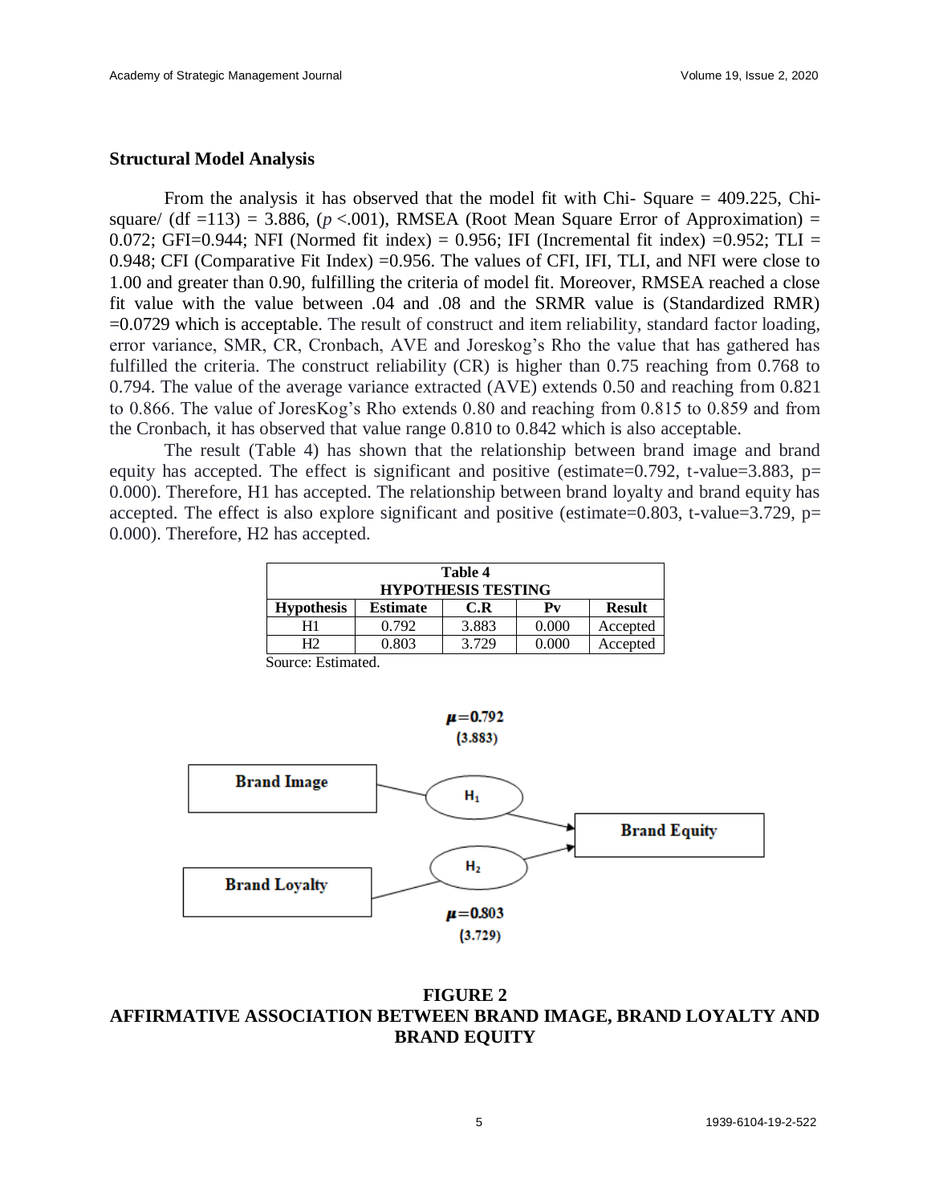### Structural Model Analysis

From the analysis it has observed that the model fit with Chi- Square = 409.225, Chi-square/ (df =113) = 3.886, ($p$ <.001), RMSEA (Root Mean Square Error of Approximation) = 0.072; GFI=0.944; NFI (Normed fit index) = 0.956; IFI (Incremental fit index) =0.952; TLI = 0.948; CFI (Comparative Fit Index) =0.956. The values of CFI, IFI, TLI, and NFI were close to 1.00 and greater than 0.90, fulfilling the criteria of model fit. Moreover, RMSEA reached a close fit value with the value between .04 and .08 and the SRMR value is (Standardized RMR) =0.0729 which is acceptable. The result of construct and item reliability, standard factor loading, error variance, SMR, CR, Cronbach, AVE and Joreskog's Rho the value that has gathered has fulfilled the criteria. The construct reliability (CR) is higher than 0.75 reaching from 0.768 to 0.794. The value of the average variance extracted (AVE) extends 0.50 and reaching from 0.821 to 0.866. The value of JoresKog's Rho extends 0.80 and reaching from 0.815 to 0.859 and from the Cronbach, it has observed that value range 0.810 to 0.842 which is also acceptable.

The result (Table 4) has shown that the relationship between brand image and brand equity has accepted. The effect is significant and positive (estimate=0.792, t-value=3.883, p= 0.000). Therefore, H1 has accepted. The relationship between brand loyalty and brand equity has accepted. The effect is also explore significant and positive (estimate=0.803, t-value=3.729, p= 0.000). Therefore, H2 has accepted.

**Table 4**
**HYPOTHESIS TESTING**

| Hypothesis | Estimate | C.R | Pv | Result |
|---|---|---|---|---|
| H1 | 0.792 | 3.883 | 0.000 | Accepted |
| H2 | 0.803 | 3.729 | 0.000 | Accepted |

Source: Estimated.

$\mu$=0.792
(3.883)

Brand Image → $H_1$ → Brand Equity

Brand Loyalty → $H_2$ → Brand Equity

$\mu$=0.803
(3.729)

**FIGURE 2**
**AFFIRMATIVE ASSOCIATION BETWEEN BRAND IMAGE, BRAND LOYALTY AND BRAND EQUITY**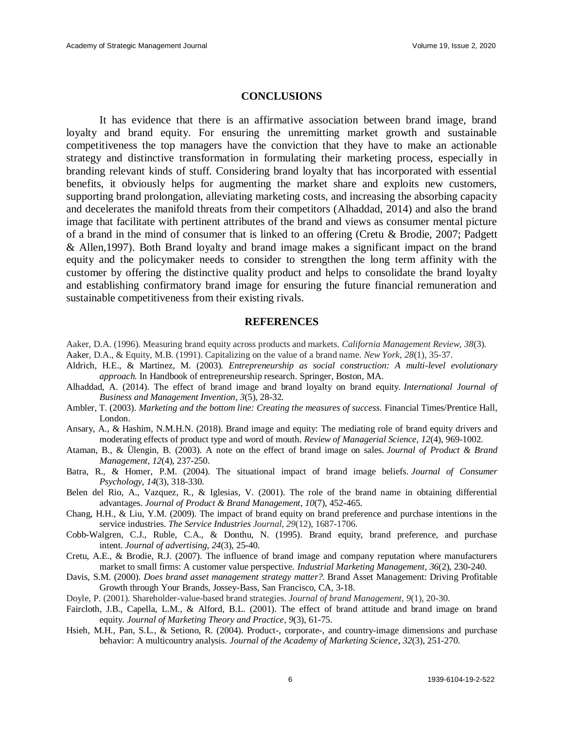## CONCLUSIONS

It has evidence that there is an affirmative association between brand image, brand loyalty and brand equity. For ensuring the unremitting market growth and sustainable competitiveness the top managers have the conviction that they have to make an actionable strategy and distinctive transformation in formulating their marketing process, especially in branding relevant kinds of stuff. Considering brand loyalty that has incorporated with essential benefits, it obviously helps for augmenting the market share and exploits new customers, supporting brand prolongation, alleviating marketing costs, and increasing the absorbing capacity and decelerates the manifold threats from their competitors (Alhaddad, 2014) and also the brand image that facilitate with pertinent attributes of the brand and views as consumer mental picture of a brand in the mind of consumer that is linked to an offering (Cretu & Brodie, 2007; Padgett & Allen,1997). Both Brand loyalty and brand image makes a significant impact on the brand equity and the policymaker needs to consider to strengthen the long term affinity with the customer by offering the distinctive quality product and helps to consolidate the brand loyalty and establishing confirmatory brand image for ensuring the future financial remuneration and sustainable competitiveness from their existing rivals.

## REFERENCES

Aaker, D.A. (1996). Measuring brand equity across products and markets. *California Management Review*, *38*(3).

Aaker, D.A., & Equity, M.B. (1991). Capitalizing on the value of a brand name. *New York*, *28*(1), 35-37.

Aldrich, H.E., & Martinez, M. (2003). *Entrepreneurship as social construction: A multi-level evolutionary approach.* In Handbook of entrepreneurship research. Springer, Boston, MA.

Alhaddad, A. (2014). The effect of brand image and brand loyalty on brand equity. *International Journal of Business and Management Invention*, *3*(5), 28-32.

Ambler, T. (2003). *Marketing and the bottom line: Creating the measures of success.* Financial Times/Prentice Hall, London.

Ansary, A., & Hashim, N.M.H.N. (2018). Brand image and equity: The mediating role of brand equity drivers and moderating effects of product type and word of mouth. *Review of Managerial Science*, *12*(4), 969-1002.

Ataman, B., & Ülengin, B. (2003). A note on the effect of brand image on sales. *Journal of Product & Brand Management*, *12*(4), 237-250.

Batra, R., & Homer, P.M. (2004). The situational impact of brand image beliefs. *Journal of Consumer Psychology*, *14*(3), 318-330.

Belen del Rio, A., Vazquez, R., & Iglesias, V. (2001). The role of the brand name in obtaining differential advantages. *Journal of Product & Brand Management*, *10*(7), 452-465.

Chang, H.H., & Liu, Y.M. (2009). The impact of brand equity on brand preference and purchase intentions in the service industries. *The Service Industries Journal*, *29*(12), 1687-1706.

Cobb-Walgren, C.J., Ruble, C.A., & Donthu, N. (1995). Brand equity, brand preference, and purchase intent. *Journal of advertising, 24*(3), 25-40.

Cretu, A.E., & Brodie, R.J. (2007). The influence of brand image and company reputation where manufacturers market to small firms: A customer value perspective. *Industrial Marketing Management*, *36*(2), 230-240.

Davis, S.M. (2000). *Does brand asset management strategy matter?.* Brand Asset Management: Driving Profitable Growth through Your Brands, Jossey-Bass, San Francisco, CA, 3-18.

Doyle, P. (2001). Shareholder-value-based brand strategies. *Journal of brand Management*, *9*(1), 20-30.

Faircloth, J.B., Capella, L.M., & Alford, B.L. (2001). The effect of brand attitude and brand image on brand equity. *Journal of Marketing Theory and Practice*, *9*(3), 61-75.

Hsieh, M.H., Pan, S.L., & Setiono, R. (2004). Product-, corporate-, and country-image dimensions and purchase behavior: A multicountry analysis. *Journal of the Academy of Marketing Science*, *32*(3), 251-270.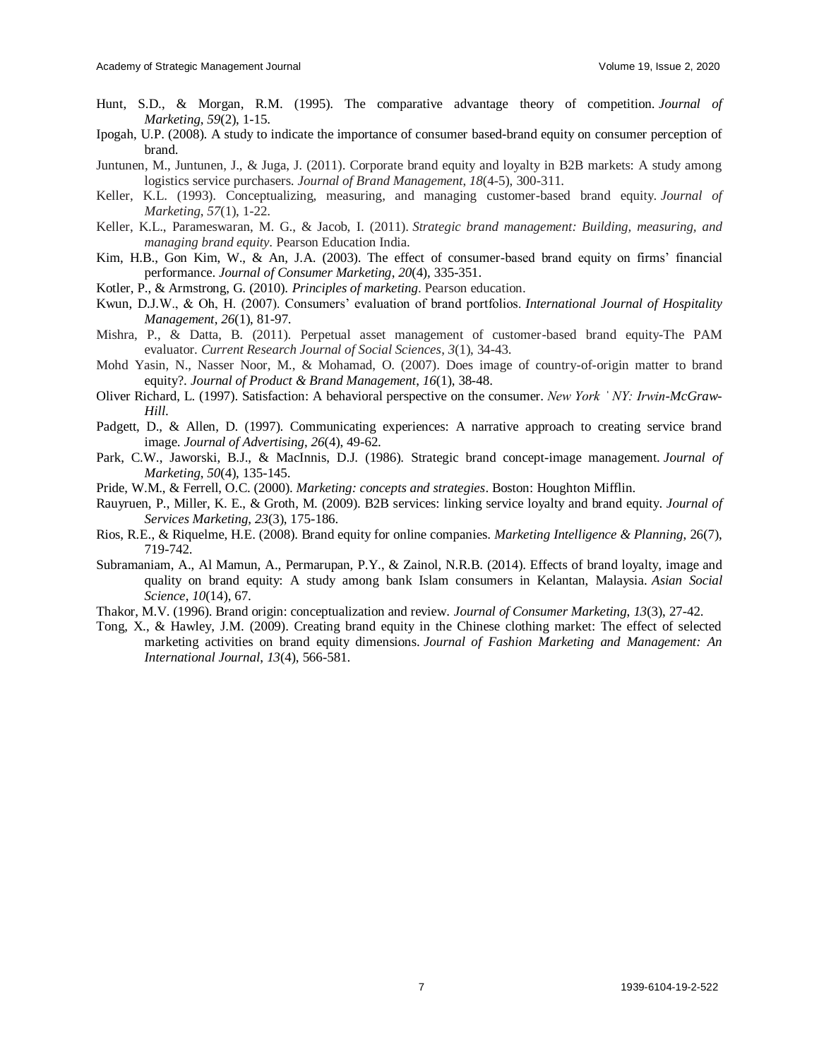Hunt, S.D., & Morgan, R.M. (1995). The comparative advantage theory of competition. *Journal of Marketing*, *59*(2), 1-15.

Ipogah, U.P. (2008). A study to indicate the importance of consumer based-brand equity on consumer perception of brand.

Juntunen, M., Juntunen, J., & Juga, J. (2011). Corporate brand equity and loyalty in B2B markets: A study among logistics service purchasers. *Journal of Brand Management*, *18*(4-5), 300-311.

Keller, K.L. (1993). Conceptualizing, measuring, and managing customer-based brand equity. *Journal of Marketing*, *57*(1), 1-22.

Keller, K.L., Parameswaran, M. G., & Jacob, I. (2011). *Strategic brand management: Building, measuring, and managing brand equity*. Pearson Education India.

Kim, H.B., Gon Kim, W., & An, J.A. (2003). The effect of consumer-based brand equity on firms' financial performance. *Journal of Consumer Marketing*, *20*(4), 335-351.

Kotler, P., & Armstrong, G. (2010). *Principles of marketing*. Pearson education.

Kwun, D.J.W., & Oh, H. (2007). Consumers' evaluation of brand portfolios. *International Journal of Hospitality Management*, *26*(1), 81-97.

Mishra, P., & Datta, B. (2011). Perpetual asset management of customer-based brand equity-The PAM evaluator. *Current Research Journal of Social Sciences*, *3*(1), 34-43.

Mohd Yasin, N., Nasser Noor, M., & Mohamad, O. (2007). Does image of country-of-origin matter to brand equity?. *Journal of Product & Brand Management*, *16*(1), 38-48.

Oliver Richard, L. (1997). Satisfaction: A behavioral perspective on the consumer. *New York ' NY: Irwin-McGraw-Hill*.

Padgett, D., & Allen, D. (1997). Communicating experiences: A narrative approach to creating service brand image. *Journal of Advertising*, *26*(4), 49-62.

Park, C.W., Jaworski, B.J., & MacInnis, D.J. (1986). Strategic brand concept-image management. *Journal of Marketing*, *50*(4), 135-145.

Pride, W.M., & Ferrell, O.C. (2000). *Marketing: concepts and strategies*. Boston: Houghton Mifflin.

Rauyruen, P., Miller, K. E., & Groth, M. (2009). B2B services: linking service loyalty and brand equity. *Journal of Services Marketing*, *23*(3), 175-186.

Rios, R.E., & Riquelme, H.E. (2008). Brand equity for online companies. *Marketing Intelligence & Planning*, 26(7), 719-742.

Subramaniam, A., Al Mamun, A., Permarupan, P.Y., & Zainol, N.R.B. (2014). Effects of brand loyalty, image and quality on brand equity: A study among bank Islam consumers in Kelantan, Malaysia. *Asian Social Science*, *10*(14), 67.

Thakor, M.V. (1996). Brand origin: conceptualization and review. *Journal of Consumer Marketing*, *13*(3), 27-42.

Tong, X., & Hawley, J.M. (2009). Creating brand equity in the Chinese clothing market: The effect of selected marketing activities on brand equity dimensions. *Journal of Fashion Marketing and Management: An International Journal*, *13*(4), 566-581.